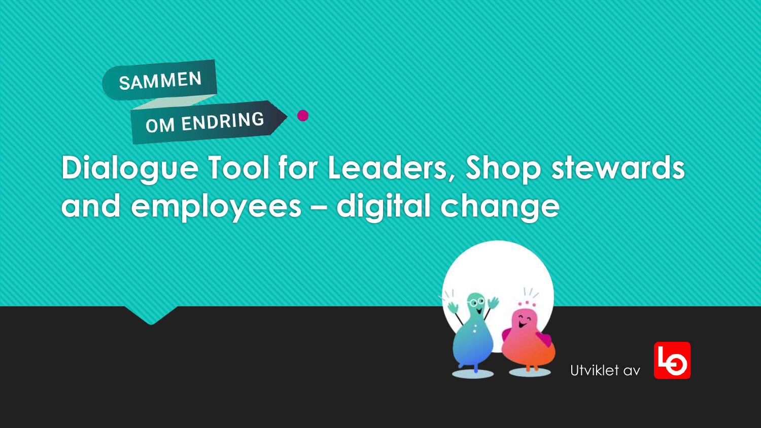SAMMEN

OM ENDRING

# Dialogue Tool for Leaders, Shop stewards and employees – digital change

Utviklet av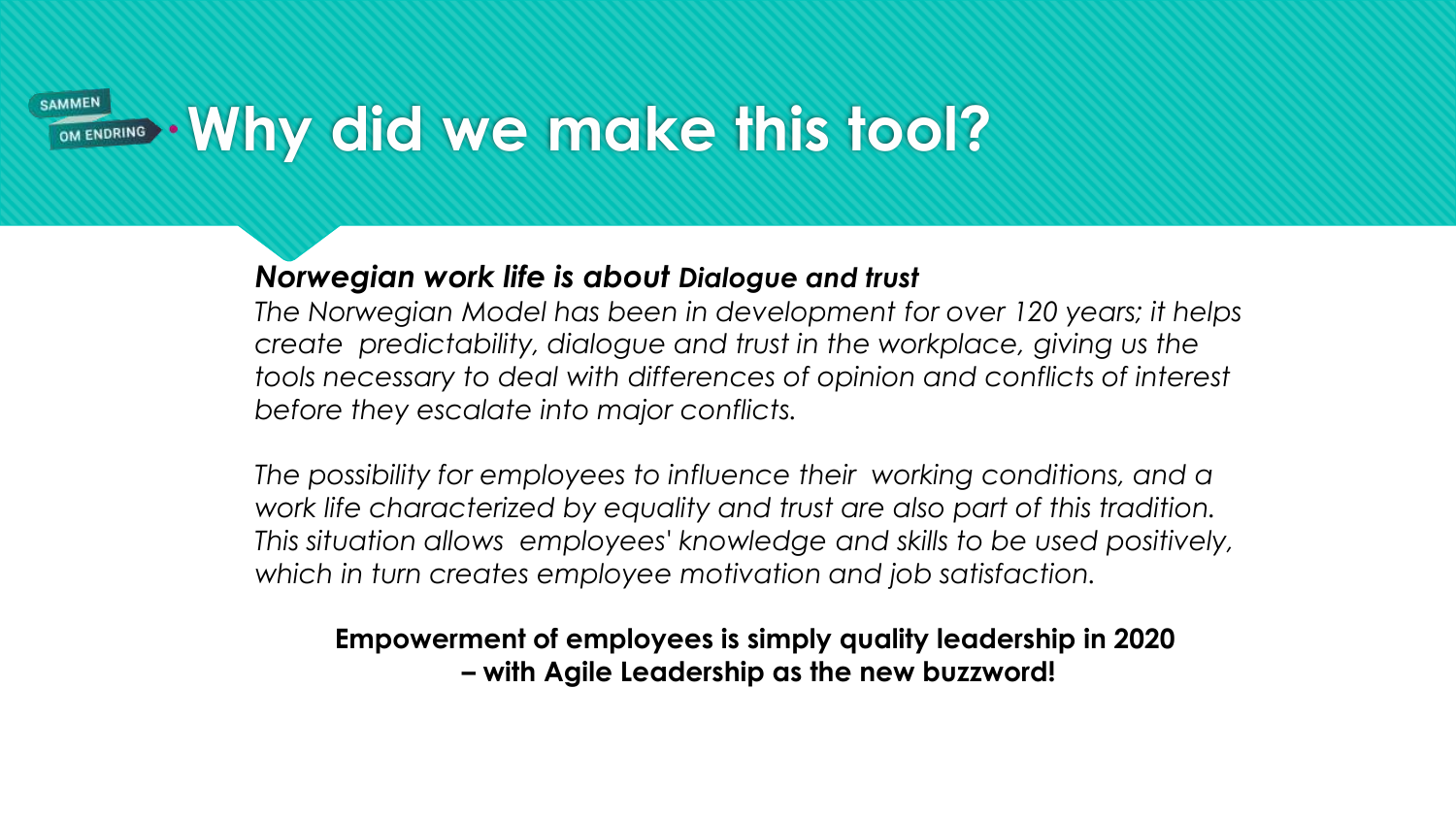# Why did we make this tool?

***Norwegian work life is about Dialogue and trust***

*The Norwegian Model has been in development for over 120 years; it helps create predictability, dialogue and trust in the workplace, giving us the tools necessary to deal with differences of opinion and conflicts of interest before they escalate into major conflicts.*

*The possibility for employees to influence their working conditions, and a work life characterized by equality and trust are also part of this tradition. This situation allows employees' knowledge and skills to be used positively, which in turn creates employee motivation and job satisfaction.*

**Empowerment of employees is simply quality leadership in 2020 – with Agile Leadership as the new buzzword!**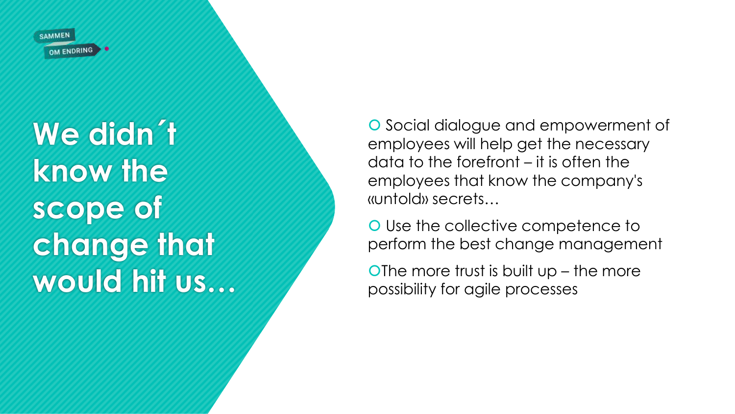SAMMEN OM ENDRING

# We didn´t know the scope of change that would hit us…

- Social dialogue and empowerment of employees will help get the necessary data to the forefront – it is often the employees that know the company's «untold» secrets…
- Use the collective competence to perform the best change management
- The more trust is built up – the more possibility for agile processes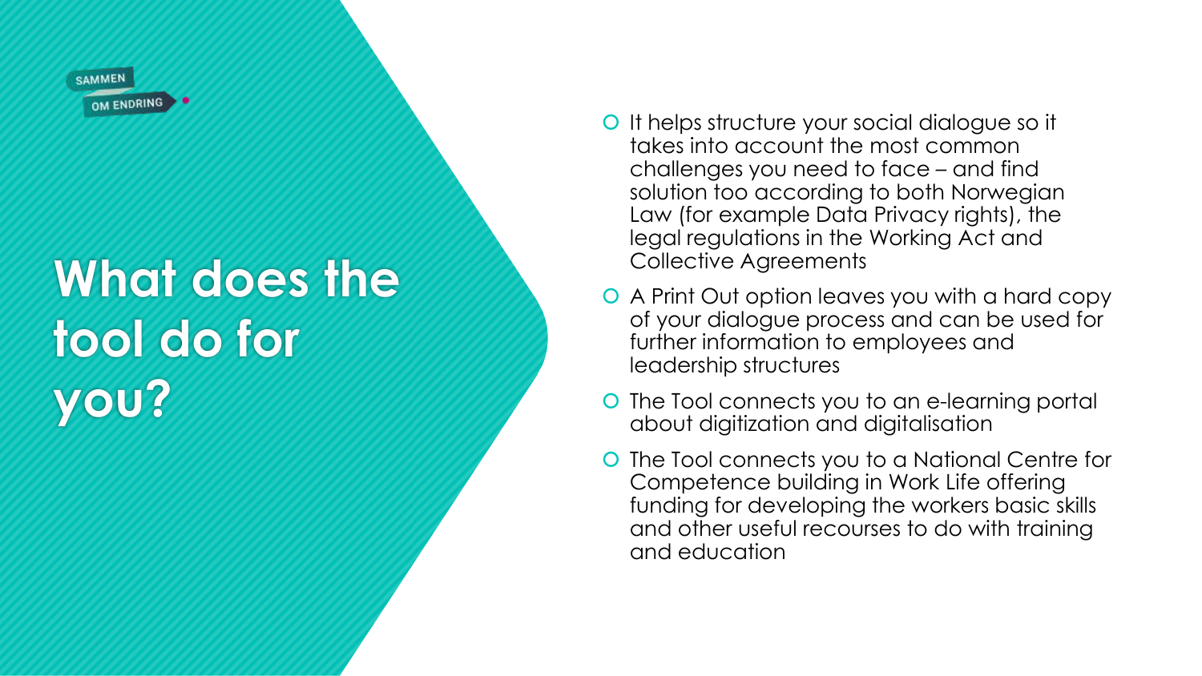SAMMEN OM ENDRING

# What does the tool do for you?

- It helps structure your social dialogue so it takes into account the most common challenges you need to face – and find solution too according to both Norwegian Law (for example Data Privacy rights), the legal regulations in the Working Act and Collective Agreements
- A Print Out option leaves you with a hard copy of your dialogue process and can be used for further information to employees and leadership structures
- The Tool connects you to an e-learning portal about digitization and digitalisation
- The Tool connects you to a National Centre for Competence building in Work Life offering funding for developing the workers basic skills and other useful recourses to do with training and education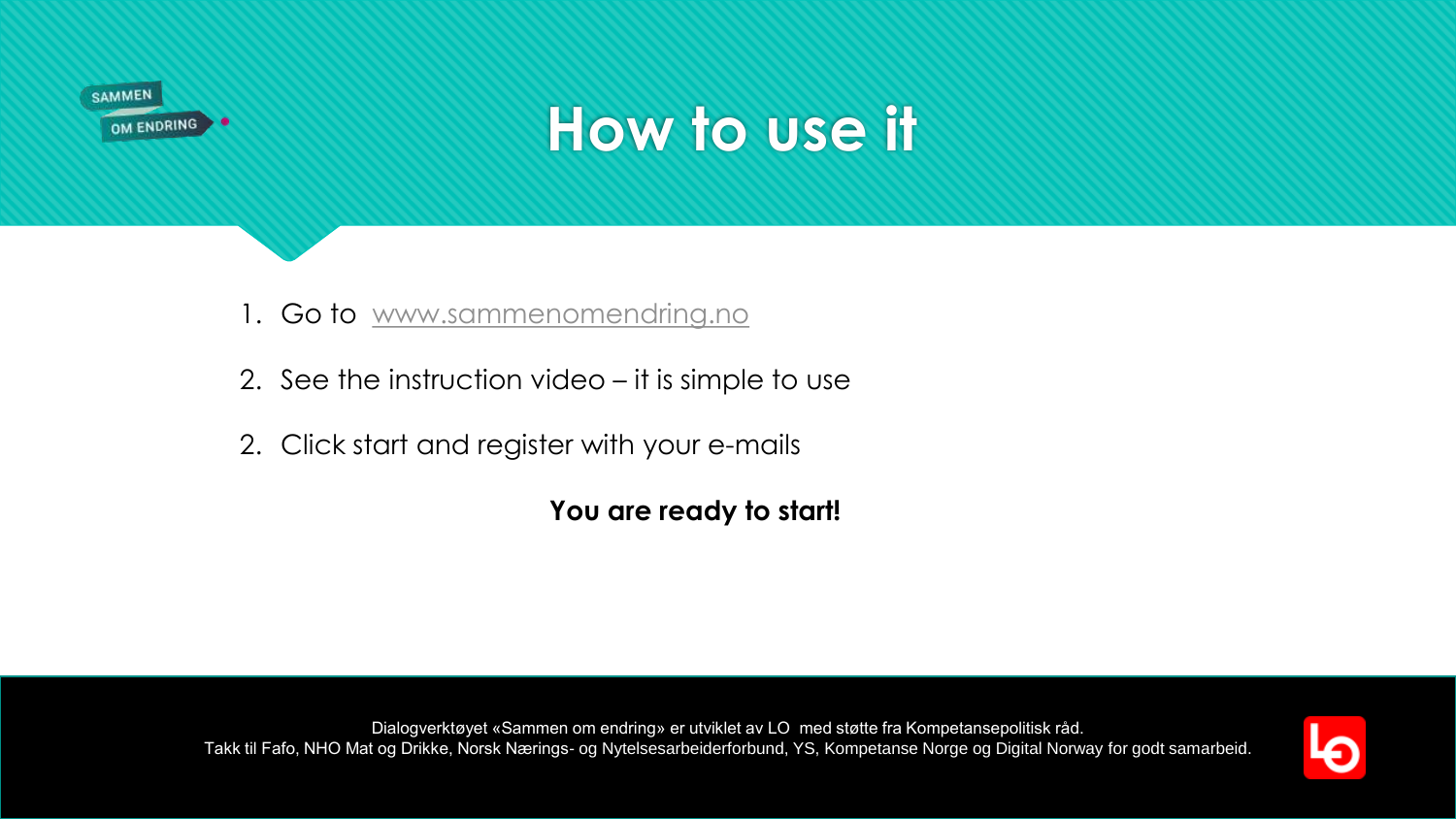# How to use it

1. Go to www.sammenomendring.no
2. See the instruction video – it is simple to use
2. Click start and register with your e-mails

**You are ready to start!**

Dialogverktøyet «Sammen om endring» er utviklet av LO med støtte fra Kompetansepolitisk råd.
Takk til Fafo, NHO Mat og Drikke, Norsk Nærings- og Nytelsesarbeiderforbund, YS, Kompetanse Norge og Digital Norway for godt samarbeid.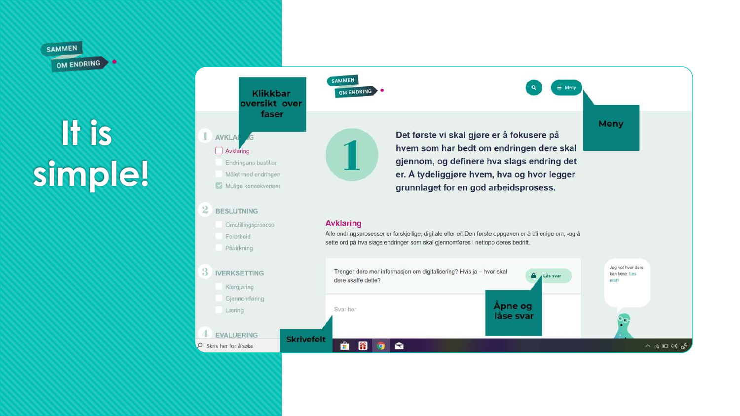SAMMEN OM ENDRING

# It is simple!

SAMMEN OM ENDRING

Klikkbar oversikt over faser

Meny

1 AVKLARING

- Avklaring
- Endringens bestiller
- Målet med endringen
- Mulige konsekvenser

2 BESLUTNING

- Omstillingsprosess
- Forarbeid
- Påvirkning

3 IVERKSETTING

- Klargjøring
- Gjennomføring
- Læring

4 EVALUERING

1

**Det første vi skal gjøre er å fokusere på hvem som har bedt om endringen dere skal gjennom, og definere hva slags endring det er. Å tydeliggjøre hvem, hva og hvor legger grunnlaget for en god arbeidsprosess.**

## Avklaring

Alle endringsprosesser er forskjellige, digitale eller ei! Den første oppgaven er å bli enige om, -og å sette ord på hva slags endringer som skal gjennomføres i nettopp deres bedrift.

Trenger dere mer informasjon om digitalisering? Hvis ja – hvor skal dere skaffe dette?

Lås svar

Svar her

Åpne og låse svar

Skrivefelt

Jeg vet hvor dere kan lære. Les mer!

Skriv her for å søke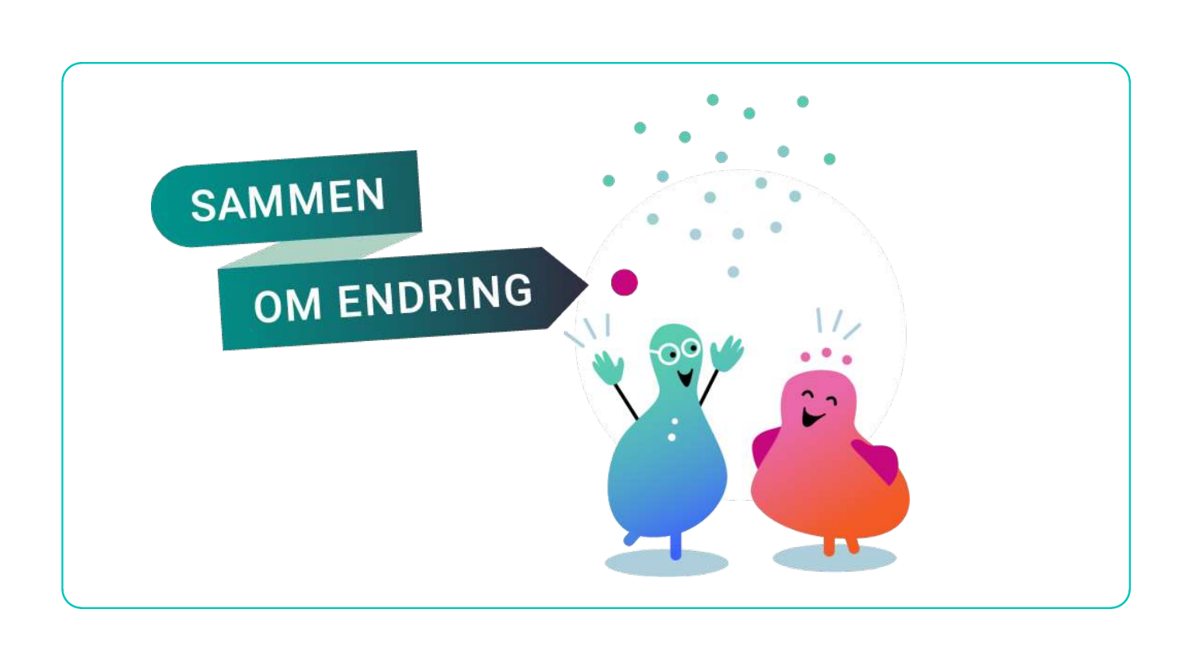SAMMEN

OM ENDRING